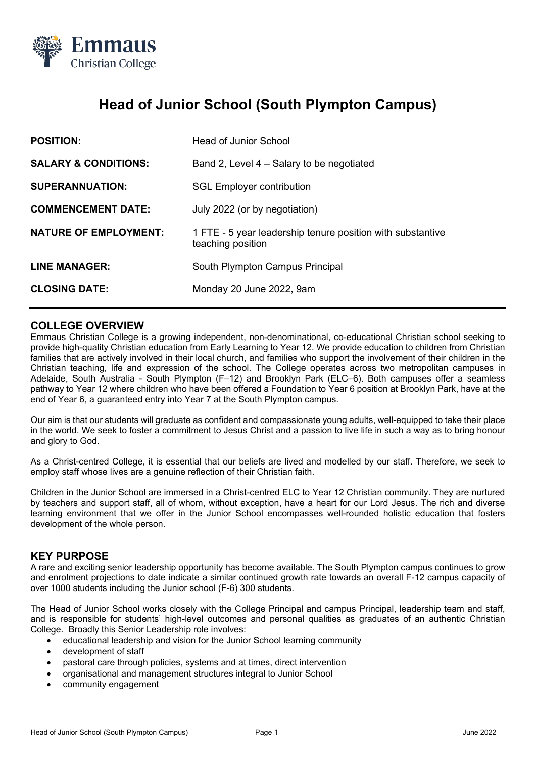# Head of Junior School (South Plympton Campus)

| | |
|---|---|
| **POSITION:** | Head of Junior School |
| **SALARY & CONDITIONS:** | Band 2, Level 4 – Salary to be negotiated |
| **SUPERANNUATION:** | SGL Employer contribution |
| **COMMENCEMENT DATE:** | July 2022 (or by negotiation) |
| **NATURE OF EMPLOYMENT:** | 1 FTE - 5 year leadership tenure position with substantive teaching position |
| **LINE MANAGER:** | South Plympton Campus Principal |
| **CLOSING DATE:** | Monday 20 June 2022, 9am |

## COLLEGE OVERVIEW

Emmaus Christian College is a growing independent, non-denominational, co-educational Christian school seeking to provide high-quality Christian education from Early Learning to Year 12. We provide education to children from Christian families that are actively involved in their local church, and families who support the involvement of their children in the Christian teaching, life and expression of the school. The College operates across two metropolitan campuses in Adelaide, South Australia - South Plympton (F–12) and Brooklyn Park (ELC–6). Both campuses offer a seamless pathway to Year 12 where children who have been offered a Foundation to Year 6 position at Brooklyn Park, have at the end of Year 6, a guaranteed entry into Year 7 at the South Plympton campus.

Our aim is that our students will graduate as confident and compassionate young adults, well-equipped to take their place in the world. We seek to foster a commitment to Jesus Christ and a passion to live life in such a way as to bring honour and glory to God.

As a Christ-centred College, it is essential that our beliefs are lived and modelled by our staff. Therefore, we seek to employ staff whose lives are a genuine reflection of their Christian faith.

Children in the Junior School are immersed in a Christ-centred ELC to Year 12 Christian community. They are nurtured by teachers and support staff, all of whom, without exception, have a heart for our Lord Jesus. The rich and diverse learning environment that we offer in the Junior School encompasses well-rounded holistic education that fosters development of the whole person.

## KEY PURPOSE

A rare and exciting senior leadership opportunity has become available. The South Plympton campus continues to grow and enrolment projections to date indicate a similar continued growth rate towards an overall F-12 campus capacity of over 1000 students including the Junior school (F-6) 300 students.

The Head of Junior School works closely with the College Principal and campus Principal, leadership team and staff, and is responsible for students' high-level outcomes and personal qualities as graduates of an authentic Christian College. Broadly this Senior Leadership role involves:

- educational leadership and vision for the Junior School learning community
- development of staff
- pastoral care through policies, systems and at times, direct intervention
- organisational and management structures integral to Junior School
- community engagement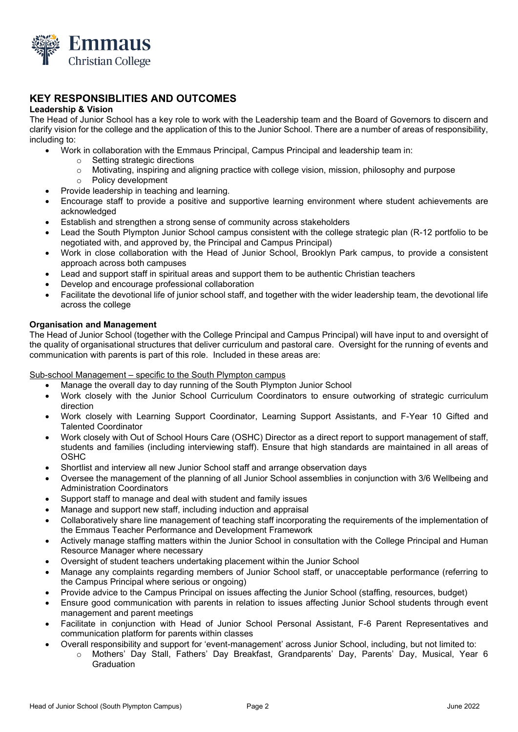## KEY RESPONSIBLITIES AND OUTCOMES

**Leadership & Vision**

The Head of Junior School has a key role to work with the Leadership team and the Board of Governors to discern and clarify vision for the college and the application of this to the Junior School. There are a number of areas of responsibility, including to:

- Work in collaboration with the Emmaus Principal, Campus Principal and leadership team in:
  - Setting strategic directions
  - Motivating, inspiring and aligning practice with college vision, mission, philosophy and purpose
  - Policy development
- Provide leadership in teaching and learning.
- Encourage staff to provide a positive and supportive learning environment where student achievements are acknowledged
- Establish and strengthen a strong sense of community across stakeholders
- Lead the South Plympton Junior School campus consistent with the college strategic plan (R-12 portfolio to be negotiated with, and approved by, the Principal and Campus Principal)
- Work in close collaboration with the Head of Junior School, Brooklyn Park campus, to provide a consistent approach across both campuses
- Lead and support staff in spiritual areas and support them to be authentic Christian teachers
- Develop and encourage professional collaboration
- Facilitate the devotional life of junior school staff, and together with the wider leadership team, the devotional life across the college

**Organisation and Management**

The Head of Junior School (together with the College Principal and Campus Principal) will have input to and oversight of the quality of organisational structures that deliver curriculum and pastoral care. Oversight for the running of events and communication with parents is part of this role. Included in these areas are:

Sub-school Management – specific to the South Plympton campus

- Manage the overall day to day running of the South Plympton Junior School
- Work closely with the Junior School Curriculum Coordinators to ensure outworking of strategic curriculum direction
- Work closely with Learning Support Coordinator, Learning Support Assistants, and F-Year 10 Gifted and Talented Coordinator
- Work closely with Out of School Hours Care (OSHC) Director as a direct report to support management of staff, students and families (including interviewing staff). Ensure that high standards are maintained in all areas of OSHC
- Shortlist and interview all new Junior School staff and arrange observation days
- Oversee the management of the planning of all Junior School assemblies in conjunction with 3/6 Wellbeing and Administration Coordinators
- Support staff to manage and deal with student and family issues
- Manage and support new staff, including induction and appraisal
- Collaboratively share line management of teaching staff incorporating the requirements of the implementation of the Emmaus Teacher Performance and Development Framework
- Actively manage staffing matters within the Junior School in consultation with the College Principal and Human Resource Manager where necessary
- Oversight of student teachers undertaking placement within the Junior School
- Manage any complaints regarding members of Junior School staff, or unacceptable performance (referring to the Campus Principal where serious or ongoing)
- Provide advice to the Campus Principal on issues affecting the Junior School (staffing, resources, budget)
- Ensure good communication with parents in relation to issues affecting Junior School students through event management and parent meetings
- Facilitate in conjunction with Head of Junior School Personal Assistant, F-6 Parent Representatives and communication platform for parents within classes
- Overall responsibility and support for 'event-management' across Junior School, including, but not limited to:
  - Mothers' Day Stall, Fathers' Day Breakfast, Grandparents' Day, Parents' Day, Musical, Year 6 Graduation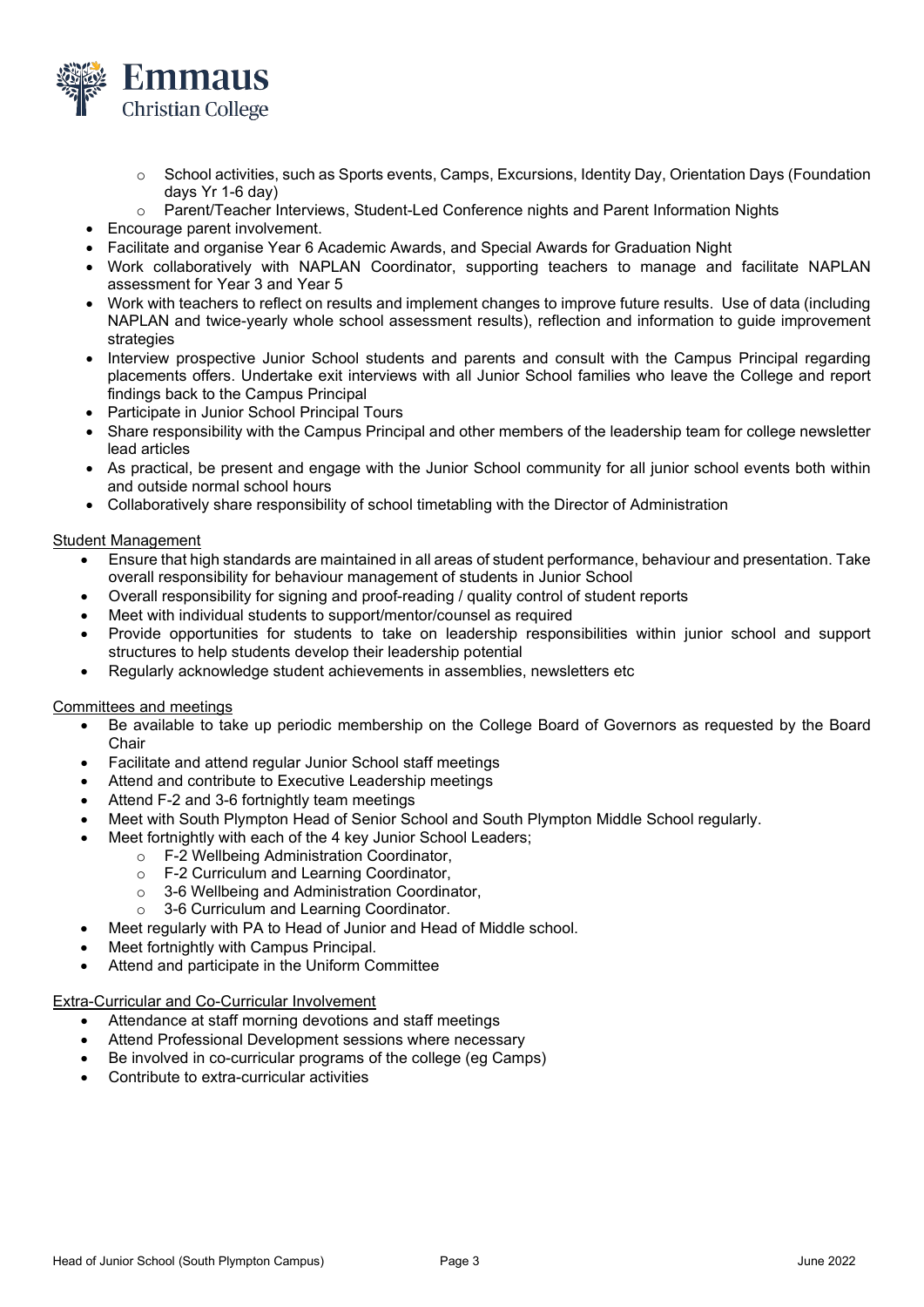- School activities, such as Sports events, Camps, Excursions, Identity Day, Orientation Days (Foundation days Yr 1-6 day)
  - Parent/Teacher Interviews, Student-Led Conference nights and Parent Information Nights
- Encourage parent involvement.
- Facilitate and organise Year 6 Academic Awards, and Special Awards for Graduation Night
- Work collaboratively with NAPLAN Coordinator, supporting teachers to manage and facilitate NAPLAN assessment for Year 3 and Year 5
- Work with teachers to reflect on results and implement changes to improve future results. Use of data (including NAPLAN and twice-yearly whole school assessment results), reflection and information to guide improvement strategies
- Interview prospective Junior School students and parents and consult with the Campus Principal regarding placements offers. Undertake exit interviews with all Junior School families who leave the College and report findings back to the Campus Principal
- Participate in Junior School Principal Tours
- Share responsibility with the Campus Principal and other members of the leadership team for college newsletter lead articles
- As practical, be present and engage with the Junior School community for all junior school events both within and outside normal school hours
- Collaboratively share responsibility of school timetabling with the Director of Administration

<u>Student Management</u>

- Ensure that high standards are maintained in all areas of student performance, behaviour and presentation. Take overall responsibility for behaviour management of students in Junior School
- Overall responsibility for signing and proof-reading / quality control of student reports
- Meet with individual students to support/mentor/counsel as required
- Provide opportunities for students to take on leadership responsibilities within junior school and support structures to help students develop their leadership potential
- Regularly acknowledge student achievements in assemblies, newsletters etc

<u>Committees and meetings</u>

- Be available to take up periodic membership on the College Board of Governors as requested by the Board Chair
- Facilitate and attend regular Junior School staff meetings
- Attend and contribute to Executive Leadership meetings
- Attend F-2 and 3-6 fortnightly team meetings
- Meet with South Plympton Head of Senior School and South Plympton Middle School regularly.
- Meet fortnightly with each of the 4 key Junior School Leaders;
  - F-2 Wellbeing Administration Coordinator,
  - F-2 Curriculum and Learning Coordinator,
  - 3-6 Wellbeing and Administration Coordinator,
  - 3-6 Curriculum and Learning Coordinator.
- Meet regularly with PA to Head of Junior and Head of Middle school.
- Meet fortnightly with Campus Principal.
- Attend and participate in the Uniform Committee

<u>Extra-Curricular and Co-Curricular Involvement</u>

- Attendance at staff morning devotions and staff meetings
- Attend Professional Development sessions where necessary
- Be involved in co-curricular programs of the college (eg Camps)
- Contribute to extra-curricular activities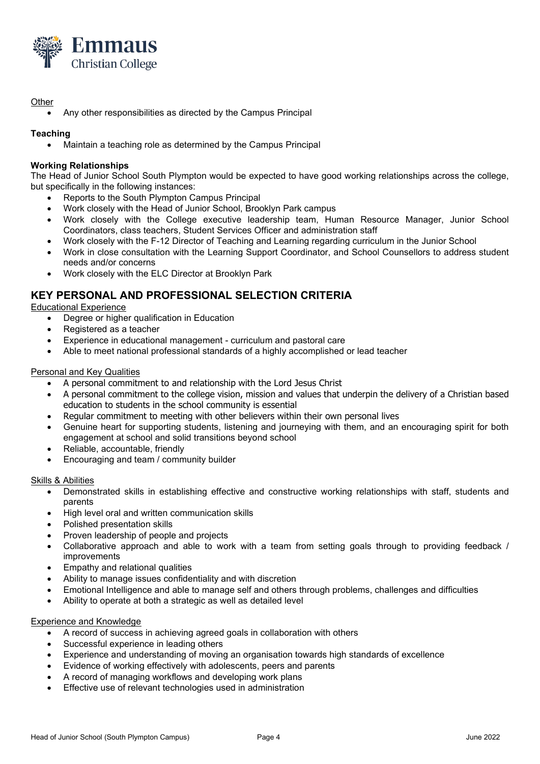Other

- Any other responsibilities as directed by the Campus Principal

**Teaching**

- Maintain a teaching role as determined by the Campus Principal

**Working Relationships**

The Head of Junior School South Plympton would be expected to have good working relationships across the college, but specifically in the following instances:

- Reports to the South Plympton Campus Principal
- Work closely with the Head of Junior School, Brooklyn Park campus
- Work closely with the College executive leadership team, Human Resource Manager, Junior School Coordinators, class teachers, Student Services Officer and administration staff
- Work closely with the F-12 Director of Teaching and Learning regarding curriculum in the Junior School
- Work in close consultation with the Learning Support Coordinator, and School Counsellors to address student needs and/or concerns
- Work closely with the ELC Director at Brooklyn Park

## KEY PERSONAL AND PROFESSIONAL SELECTION CRITERIA

Educational Experience

- Degree or higher qualification in Education
- Registered as a teacher
- Experience in educational management - curriculum and pastoral care
- Able to meet national professional standards of a highly accomplished or lead teacher

Personal and Key Qualities

- A personal commitment to and relationship with the Lord Jesus Christ
- A personal commitment to the college vision, mission and values that underpin the delivery of a Christian based education to students in the school community is essential
- Regular commitment to meeting with other believers within their own personal lives
- Genuine heart for supporting students, listening and journeying with them, and an encouraging spirit for both engagement at school and solid transitions beyond school
- Reliable, accountable, friendly
- Encouraging and team / community builder

Skills & Abilities

- Demonstrated skills in establishing effective and constructive working relationships with staff, students and parents
- High level oral and written communication skills
- Polished presentation skills
- Proven leadership of people and projects
- Collaborative approach and able to work with a team from setting goals through to providing feedback / improvements
- Empathy and relational qualities
- Ability to manage issues confidentiality and with discretion
- Emotional Intelligence and able to manage self and others through problems, challenges and difficulties
- Ability to operate at both a strategic as well as detailed level

Experience and Knowledge

- A record of success in achieving agreed goals in collaboration with others
- Successful experience in leading others
- Experience and understanding of moving an organisation towards high standards of excellence
- Evidence of working effectively with adolescents, peers and parents
- A record of managing workflows and developing work plans
- Effective use of relevant technologies used in administration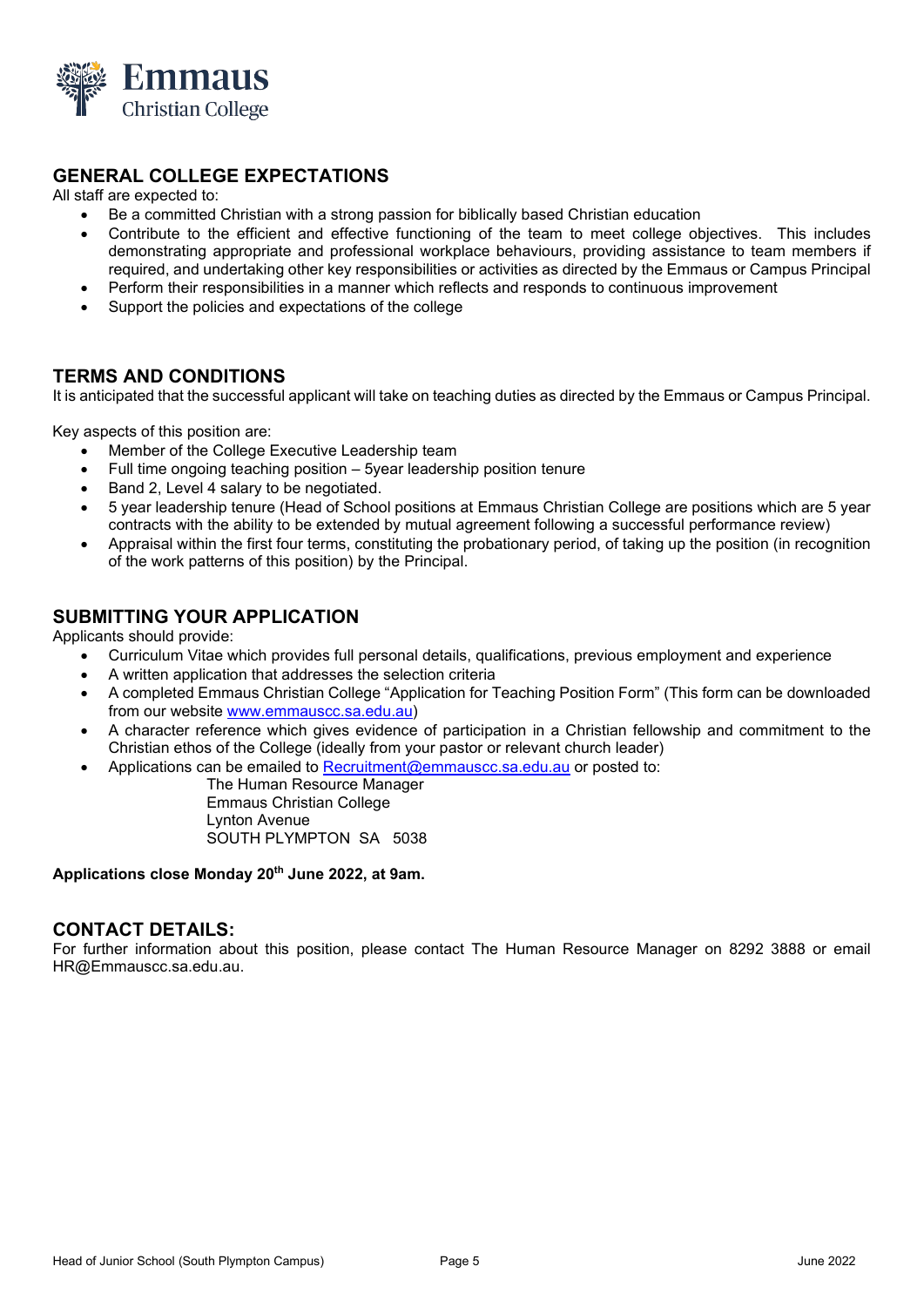## GENERAL COLLEGE EXPECTATIONS

All staff are expected to:

- Be a committed Christian with a strong passion for biblically based Christian education
- Contribute to the efficient and effective functioning of the team to meet college objectives. This includes demonstrating appropriate and professional workplace behaviours, providing assistance to team members if required, and undertaking other key responsibilities or activities as directed by the Emmaus or Campus Principal
- Perform their responsibilities in a manner which reflects and responds to continuous improvement
- Support the policies and expectations of the college

## TERMS AND CONDITIONS

It is anticipated that the successful applicant will take on teaching duties as directed by the Emmaus or Campus Principal.

Key aspects of this position are:

- Member of the College Executive Leadership team
- Full time ongoing teaching position – 5year leadership position tenure
- Band 2, Level 4 salary to be negotiated.
- 5 year leadership tenure (Head of School positions at Emmaus Christian College are positions which are 5 year contracts with the ability to be extended by mutual agreement following a successful performance review)
- Appraisal within the first four terms, constituting the probationary period, of taking up the position (in recognition of the work patterns of this position) by the Principal.

## SUBMITTING YOUR APPLICATION

Applicants should provide:

- Curriculum Vitae which provides full personal details, qualifications, previous employment and experience
- A written application that addresses the selection criteria
- A completed Emmaus Christian College "Application for Teaching Position Form" (This form can be downloaded from our website www.emmauscc.sa.edu.au)
- A character reference which gives evidence of participation in a Christian fellowship and commitment to the Christian ethos of the College (ideally from your pastor or relevant church leader)
- Applications can be emailed to Recruitment@emmauscc.sa.edu.au or posted to:

  The Human Resource Manager
  Emmaus Christian College
  Lynton Avenue
  SOUTH PLYMPTON SA 5038

**Applications close Monday 20th June 2022, at 9am.**

## CONTACT DETAILS:

For further information about this position, please contact The Human Resource Manager on 8292 3888 or email HR@Emmauscc.sa.edu.au.